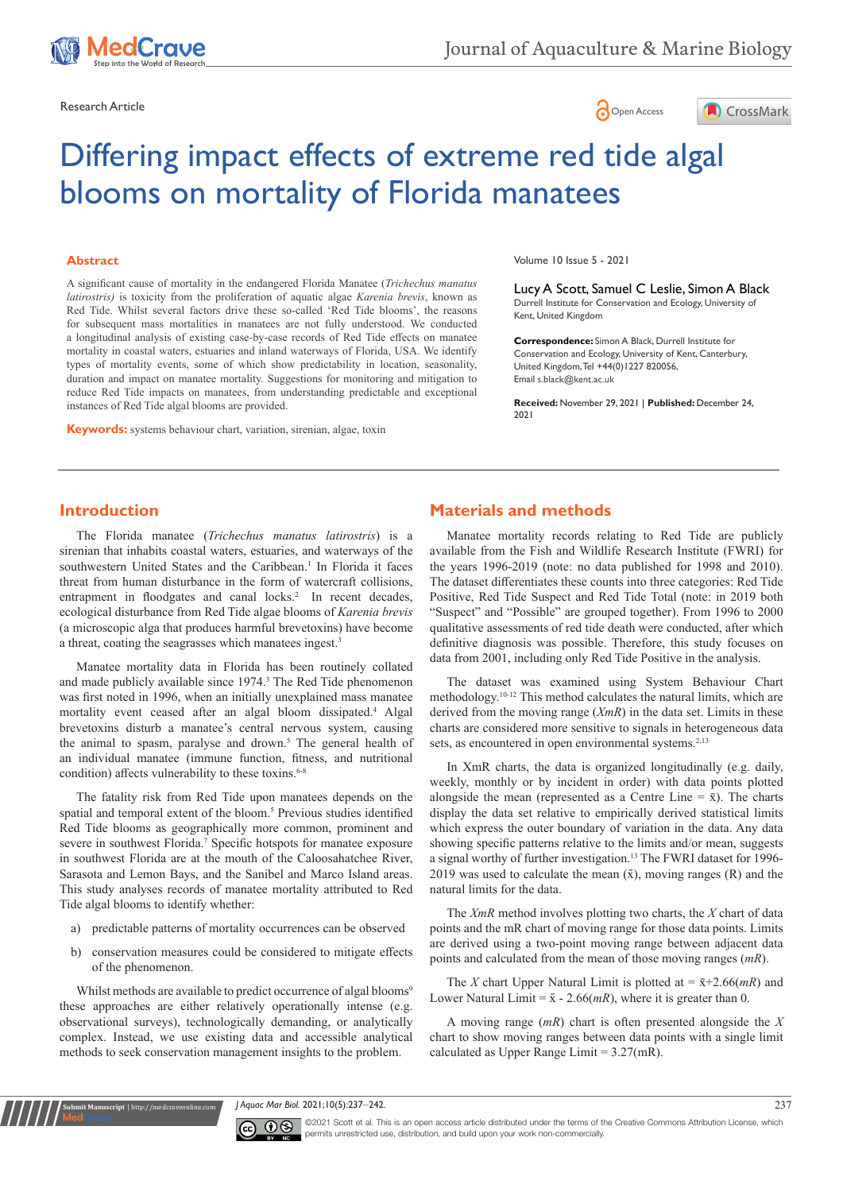Research Article

# Differing impact effects of extreme red tide algal blooms on mortality of Florida manatees

## Abstract

A significant cause of mortality in the endangered Florida Manatee (*Trichechus manatus latirostris)* is toxicity from the proliferation of aquatic algae *Karenia brevis*, known as Red Tide. Whilst several factors drive these so-called 'Red Tide blooms', the reasons for subsequent mass mortalities in manatees are not fully understood. We conducted a longitudinal analysis of existing case-by-case records of Red Tide effects on manatee mortality in coastal waters, estuaries and inland waterways of Florida, USA. We identify types of mortality events, some of which show predictability in location, seasonality, duration and impact on manatee mortality. Suggestions for monitoring and mitigation to reduce Red Tide impacts on manatees, from understanding predictable and exceptional instances of Red Tide algal blooms are provided.

**Keywords:** systems behaviour chart, variation, sirenian, algae, toxin

Volume 10 Issue 5 - 2021

Lucy A Scott, Samuel C Leslie, Simon A Black
Durrell Institute for Conservation and Ecology, University of Kent, United Kingdom

**Correspondence:** Simon A Black, Durrell Institute for Conservation and Ecology, University of Kent, Canterbury, United Kingdom, Tel +44(0)1227 820056, Email s.black@kent.ac.uk

**Received:** November 29, 2021 | **Published:** December 24, 2021

## Introduction

The Florida manatee (*Trichechus manatus latirostris*) is a sirenian that inhabits coastal waters, estuaries, and waterways of the southwestern United States and the Caribbean.[1] In Florida it faces threat from human disturbance in the form of watercraft collisions, entrapment in floodgates and canal locks.[2] In recent decades, ecological disturbance from Red Tide algae blooms of *Karenia brevis* (a microscopic alga that produces harmful brevetoxins) have become a threat, coating the seagrasses which manatees ingest.[3]

Manatee mortality data in Florida has been routinely collated and made publicly available since 1974.[3] The Red Tide phenomenon was first noted in 1996, when an initially unexplained mass manatee mortality event ceased after an algal bloom dissipated.[4] Algal brevetoxins disturb a manatee's central nervous system, causing the animal to spasm, paralyse and drown.[5] The general health of an individual manatee (immune function, fitness, and nutritional condition) affects vulnerability to these toxins.[6-8]

The fatality risk from Red Tide upon manatees depends on the spatial and temporal extent of the bloom.[5] Previous studies identified Red Tide blooms as geographically more common, prominent and severe in southwest Florida.[7] Specific hotspots for manatee exposure in southwest Florida are at the mouth of the Caloosahatchee River, Sarasota and Lemon Bays, and the Sanibel and Marco Island areas. This study analyses records of manatee mortality attributed to Red Tide algal blooms to identify whether:

a) predictable patterns of mortality occurrences can be observed

b) conservation measures could be considered to mitigate effects of the phenomenon.

Whilst methods are available to predict occurrence of algal blooms[9] these approaches are either relatively operationally intense (e.g. observational surveys), technologically demanding, or analytically complex. Instead, we use existing data and accessible analytical methods to seek conservation management insights to the problem.

## Materials and methods

Manatee mortality records relating to Red Tide are publicly available from the Fish and Wildlife Research Institute (FWRI) for the years 1996-2019 (note: no data published for 1998 and 2010). The dataset differentiates these counts into three categories: Red Tide Positive, Red Tide Suspect and Red Tide Total (note: in 2019 both "Suspect" and "Possible" are grouped together). From 1996 to 2000 qualitative assessments of red tide death were conducted, after which definitive diagnosis was possible. Therefore, this study focuses on data from 2001, including only Red Tide Positive in the analysis.

The dataset was examined using System Behaviour Chart methodology.[10-12] This method calculates the natural limits, which are derived from the moving range (*XmR*) in the data set. Limits in these charts are considered more sensitive to signals in heterogeneous data sets, as encountered in open environmental systems.[2,13]

In XmR charts, the data is organized longitudinally (e.g. daily, weekly, monthly or by incident in order) with data points plotted alongside the mean (represented as a Centre Line = $\bar{x}$). The charts display the data set relative to empirically derived statistical limits which express the outer boundary of variation in the data. Any data showing specific patterns relative to the limits and/or mean, suggests a signal worthy of further investigation.[13] The FWRI dataset for 1996-2019 was used to calculate the mean ($\bar{x}$), moving ranges (R) and the natural limits for the data.

The *XmR* method involves plotting two charts, the *X* chart of data points and the mR chart of moving range for those data points. Limits are derived using a two-point moving range between adjacent data points and calculated from the mean of those moving ranges (*mR*).

The *X* chart Upper Natural Limit is plotted at $= \bar{x}+2.66(mR)$ and Lower Natural Limit $= \bar{x} - 2.66(mR)$, where it is greater than 0.

A moving range (*mR*) chart is often presented alongside the *X* chart to show moving ranges between data points with a single limit calculated as Upper Range Limit = 3.27(mR).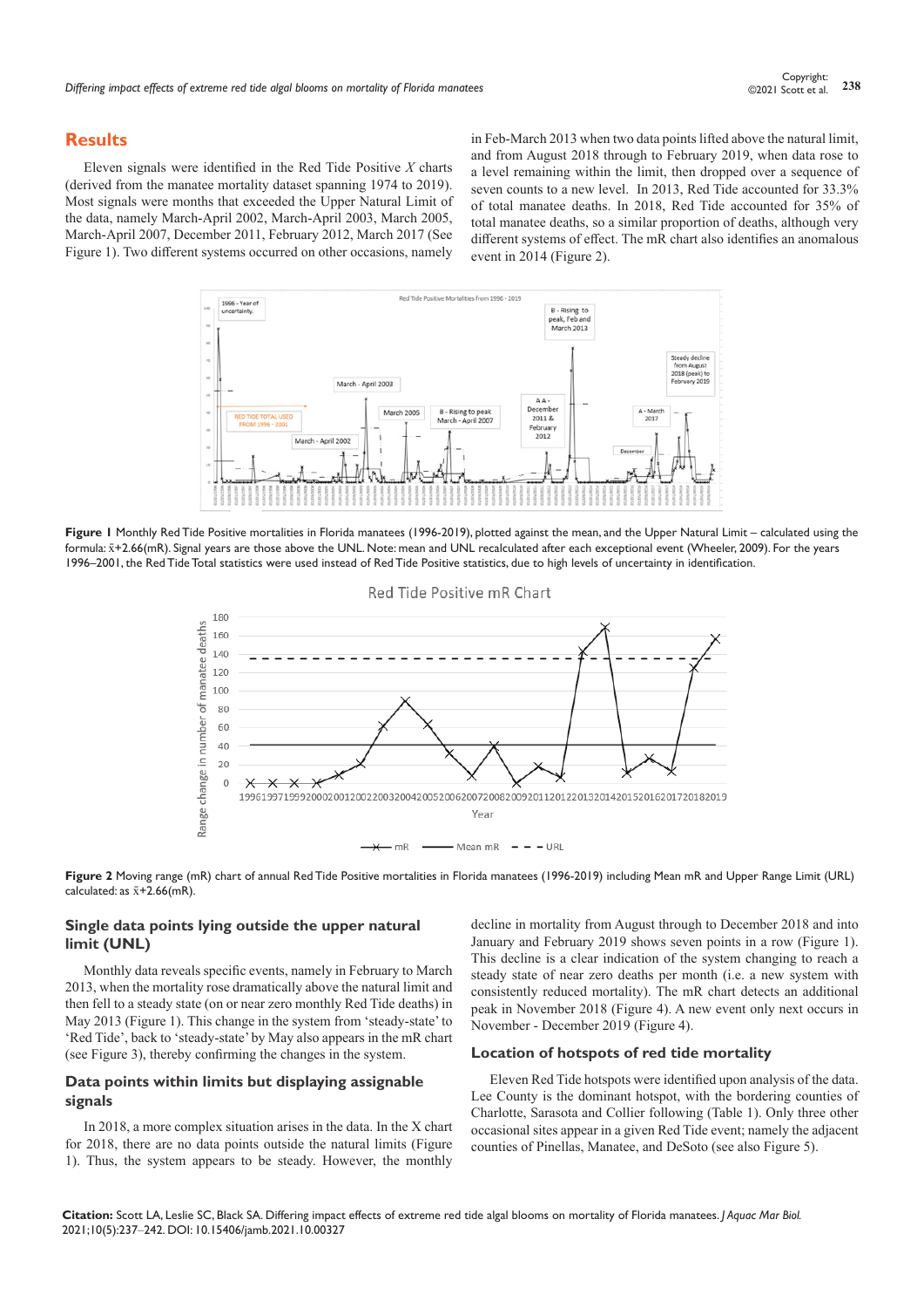## Results

Eleven signals were identified in the Red Tide Positive *X* charts (derived from the manatee mortality dataset spanning 1974 to 2019). Most signals were months that exceeded the Upper Natural Limit of the data, namely March-April 2002, March-April 2003, March 2005, March-April 2007, December 2011, February 2012, March 2017 (See Figure 1). Two different systems occurred on other occasions, namely in Feb-March 2013 when two data points lifted above the natural limit, and from August 2018 through to February 2019, when data rose to a level remaining within the limit, then dropped over a sequence of seven counts to a new level. In 2013, Red Tide accounted for 33.3% of total manatee deaths. In 2018, Red Tide accounted for 35% of total manatee deaths, so a similar proportion of deaths, although very different systems of effect. The mR chart also identifies an anomalous event in 2014 (Figure 2).

**Figure 1** Monthly Red Tide Positive mortalities in Florida manatees (1996-2019), plotted against the mean, and the Upper Natural Limit – calculated using the formula: $\bar{x}$+2.66(mR). Signal years are those above the UNL. Note: mean and UNL recalculated after each exceptional event (Wheeler, 2009). For the years 1996–2001, the Red Tide Total statistics were used instead of Red Tide Positive statistics, due to high levels of uncertainty in identification.

**Figure 2** Moving range (mR) chart of annual Red Tide Positive mortalities in Florida manatees (1996-2019) including Mean mR and Upper Range Limit (URL) calculated: as $\bar{x}$+2.66(mR).

### Single data points lying outside the upper natural limit (UNL)

Monthly data reveals specific events, namely in February to March 2013, when the mortality rose dramatically above the natural limit and then fell to a steady state (on or near zero monthly Red Tide deaths) in May 2013 (Figure 1). This change in the system from 'steady-state' to 'Red Tide', back to 'steady-state' by May also appears in the mR chart (see Figure 3), thereby confirming the changes in the system.

### Data points within limits but displaying assignable signals

In 2018, a more complex situation arises in the data. In the X chart for 2018, there are no data points outside the natural limits (Figure 1). Thus, the system appears to be steady. However, the monthly decline in mortality from August through to December 2018 and into January and February 2019 shows seven points in a row (Figure 1). This decline is a clear indication of the system changing to reach a steady state of near zero deaths per month (i.e. a new system with consistently reduced mortality). The mR chart detects an additional peak in November 2018 (Figure 4). A new event only next occurs in November - December 2019 (Figure 4).

### Location of hotspots of red tide mortality

Eleven Red Tide hotspots were identified upon analysis of the data. Lee County is the dominant hotspot, with the bordering counties of Charlotte, Sarasota and Collier following (Table 1). Only three other occasional sites appear in a given Red Tide event; namely the adjacent counties of Pinellas, Manatee, and DeSoto (see also Figure 5).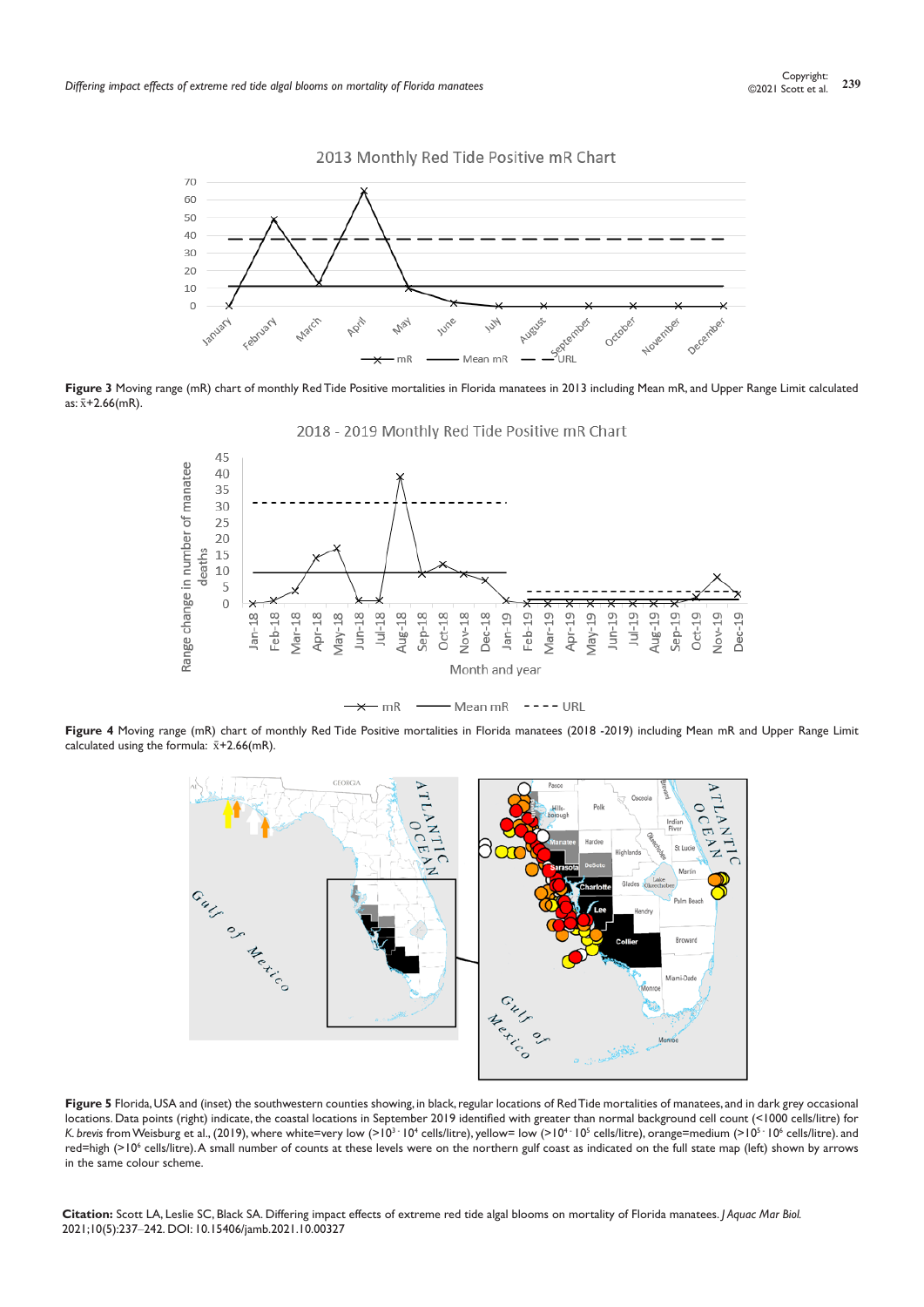**Figure 3** Moving range (mR) chart of monthly Red Tide Positive mortalities in Florida manatees in 2013 including Mean mR, and Upper Range Limit calculated as: $\bar{x}$+2.66(mR).

**Figure 4** Moving range (mR) chart of monthly Red Tide Positive mortalities in Florida manatees (2018 -2019) including Mean mR and Upper Range Limit calculated using the formula: $\bar{x}$+2.66(mR).

**Figure 5** Florida, USA and (inset) the southwestern counties showing, in black, regular locations of Red Tide mortalities of manatees, and in dark grey occasional locations. Data points (right) indicate, the coastal locations in September 2019 identified with greater than normal background cell count (<1000 cells/litre) for *K. brevis* from Weisburg et al., (2019), where white=very low (>$10^3$ - $10^4$ cells/litre), yellow= low (>$10^4$ - $10^5$ cells/litre), orange=medium (>$10^5$ - $10^6$ cells/litre). and red=high (>$10^6$ cells/litre). A small number of counts at these levels were on the northern gulf coast as indicated on the full state map (left) shown by arrows in the same colour scheme.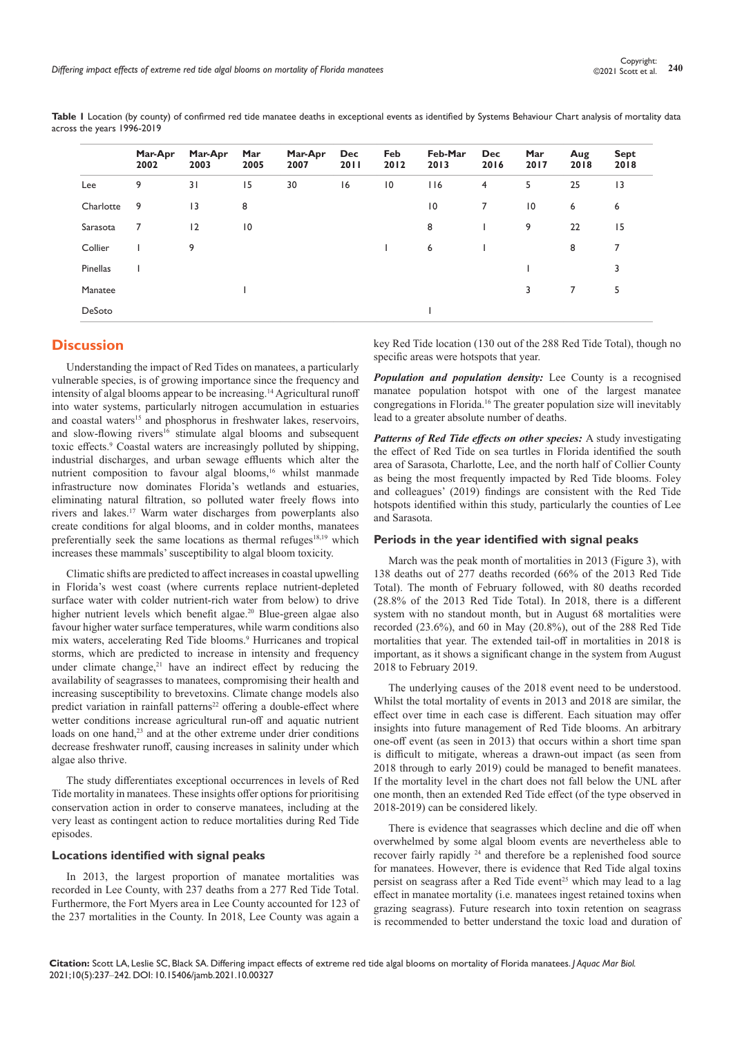**Table 1** Location (by county) of confirmed red tide manatee deaths in exceptional events as identified by Systems Behaviour Chart analysis of mortality data across the years 1996-2019

| | Mar-Apr 2002 | Mar-Apr 2003 | Mar 2005 | Mar-Apr 2007 | Dec 2011 | Feb 2012 | Feb-Mar 2013 | Dec 2016 | Mar 2017 | Aug 2018 | Sept 2018 |
|---|---|---|---|---|---|---|---|---|---|---|---|
| Lee | 9 | 31 | 15 | 30 | 16 | 10 | 116 | 4 | 5 | 25 | 13 |
| Charlotte | 9 | 13 | 8 | | | | 10 | 7 | 10 | 6 | 6 |
| Sarasota | 7 | 12 | 10 | | | | 8 | 1 | 9 | 22 | 15 |
| Collier | 1 | 9 | | | | 1 | 6 | 1 | | 8 | 7 |
| Pinellas | 1 | | | | | | | | 1 | | 3 |
| Manatee | | | 1 | | | | | | 3 | 7 | 5 |
| DeSoto | | | | | | | 1 | | | | |

## Discussion

Understanding the impact of Red Tides on manatees, a particularly vulnerable species, is of growing importance since the frequency and intensity of algal blooms appear to be increasing.[14] Agricultural runoff into water systems, particularly nitrogen accumulation in estuaries and coastal waters[15] and phosphorus in freshwater lakes, reservoirs, and slow-flowing rivers[16] stimulate algal blooms and subsequent toxic effects.[9] Coastal waters are increasingly polluted by shipping, industrial discharges, and urban sewage effluents which alter the nutrient composition to favour algal blooms,[16] whilst manmade infrastructure now dominates Florida's wetlands and estuaries, eliminating natural filtration, so polluted water freely flows into rivers and lakes.[17] Warm water discharges from powerplants also create conditions for algal blooms, and in colder months, manatees preferentially seek the same locations as thermal refuges[18,19] which increases these mammals' susceptibility to algal bloom toxicity.

Climatic shifts are predicted to affect increases in coastal upwelling in Florida's west coast (where currents replace nutrient-depleted surface water with colder nutrient-rich water from below) to drive higher nutrient levels which benefit algae.[20] Blue-green algae also favour higher water surface temperatures, while warm conditions also mix waters, accelerating Red Tide blooms.[9] Hurricanes and tropical storms, which are predicted to increase in intensity and frequency under climate change,[21] have an indirect effect by reducing the availability of seagrasses to manatees, compromising their health and increasing susceptibility to brevetoxins. Climate change models also predict variation in rainfall patterns[22] offering a double-effect where wetter conditions increase agricultural run-off and aquatic nutrient loads on one hand,[23] and at the other extreme under drier conditions decrease freshwater runoff, causing increases in salinity under which algae also thrive.

The study differentiates exceptional occurrences in levels of Red Tide mortality in manatees. These insights offer options for prioritising conservation action in order to conserve manatees, including at the very least as contingent action to reduce mortalities during Red Tide episodes.

### Locations identified with signal peaks

In 2013, the largest proportion of manatee mortalities was recorded in Lee County, with 237 deaths from a 277 Red Tide Total. Furthermore, the Fort Myers area in Lee County accounted for 123 of the 237 mortalities in the County. In 2018, Lee County was again a key Red Tide location (130 out of the 288 Red Tide Total), though no specific areas were hotspots that year.

***Population and population density:*** Lee County is a recognised manatee population hotspot with one of the largest manatee congregations in Florida.[16] The greater population size will inevitably lead to a greater absolute number of deaths.

***Patterns of Red Tide effects on other species:*** A study investigating the effect of Red Tide on sea turtles in Florida identified the south area of Sarasota, Charlotte, Lee, and the north half of Collier County as being the most frequently impacted by Red Tide blooms. Foley and colleagues' (2019) findings are consistent with the Red Tide hotspots identified within this study, particularly the counties of Lee and Sarasota.

### Periods in the year identified with signal peaks

March was the peak month of mortalities in 2013 (Figure 3), with 138 deaths out of 277 deaths recorded (66% of the 2013 Red Tide Total). The month of February followed, with 80 deaths recorded (28.8% of the 2013 Red Tide Total). In 2018, there is a different system with no standout month, but in August 68 mortalities were recorded (23.6%), and 60 in May (20.8%), out of the 288 Red Tide mortalities that year. The extended tail-off in mortalities in 2018 is important, as it shows a significant change in the system from August 2018 to February 2019.

The underlying causes of the 2018 event need to be understood. Whilst the total mortality of events in 2013 and 2018 are similar, the effect over time in each case is different. Each situation may offer insights into future management of Red Tide blooms. An arbitrary one-off event (as seen in 2013) that occurs within a short time span is difficult to mitigate, whereas a drawn-out impact (as seen from 2018 through to early 2019) could be managed to benefit manatees. If the mortality level in the chart does not fall below the UNL after one month, then an extended Red Tide effect (of the type observed in 2018-2019) can be considered likely.

There is evidence that seagrasses which decline and die off when overwhelmed by some algal bloom events are nevertheless able to recover fairly rapidly [24] and therefore be a replenished food source for manatees. However, there is evidence that Red Tide algal toxins persist on seagrass after a Red Tide event[25] which may lead to a lag effect in manatee mortality (i.e. manatees ingest retained toxins when grazing seagrass). Future research into toxin retention on seagrass is recommended to better understand the toxic load and duration of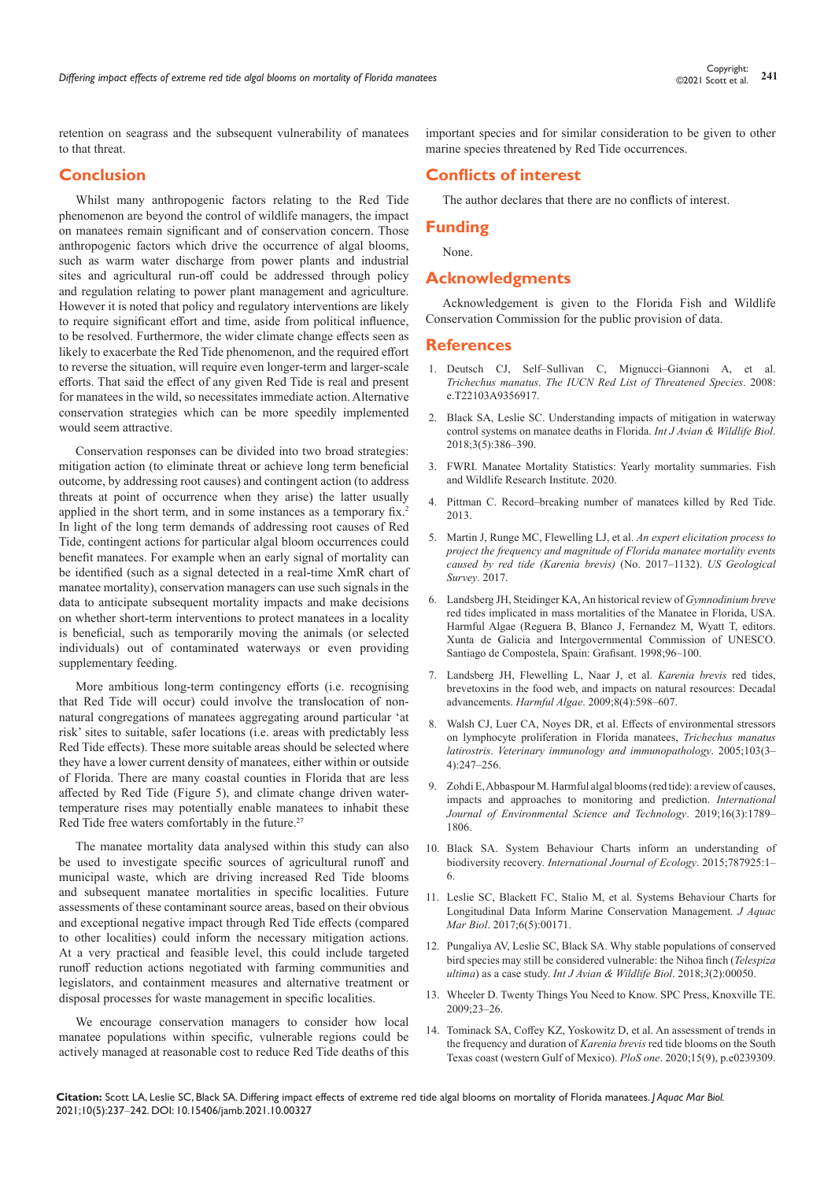retention on seagrass and the subsequent vulnerability of manatees to that threat.

## Conclusion

Whilst many anthropogenic factors relating to the Red Tide phenomenon are beyond the control of wildlife managers, the impact on manatees remain significant and of conservation concern. Those anthropogenic factors which drive the occurrence of algal blooms, such as warm water discharge from power plants and industrial sites and agricultural run-off could be addressed through policy and regulation relating to power plant management and agriculture. However it is noted that policy and regulatory interventions are likely to require significant effort and time, aside from political influence, to be resolved. Furthermore, the wider climate change effects seen as likely to exacerbate the Red Tide phenomenon, and the required effort to reverse the situation, will require even longer-term and larger-scale efforts. That said the effect of any given Red Tide is real and present for manatees in the wild, so necessitates immediate action. Alternative conservation strategies which can be more speedily implemented would seem attractive.

Conservation responses can be divided into two broad strategies: mitigation action (to eliminate threat or achieve long term beneficial outcome, by addressing root causes) and contingent action (to address threats at point of occurrence when they arise) the latter usually applied in the short term, and in some instances as a temporary fix.[2] In light of the long term demands of addressing root causes of Red Tide, contingent actions for particular algal bloom occurrences could benefit manatees. For example when an early signal of mortality can be identified (such as a signal detected in a real-time XmR chart of manatee mortality), conservation managers can use such signals in the data to anticipate subsequent mortality impacts and make decisions on whether short-term interventions to protect manatees in a locality is beneficial, such as temporarily moving the animals (or selected individuals) out of contaminated waterways or even providing supplementary feeding.

More ambitious long-term contingency efforts (i.e. recognising that Red Tide will occur) could involve the translocation of non-natural congregations of manatees aggregating around particular 'at risk' sites to suitable, safer locations (i.e. areas with predictably less Red Tide effects). These more suitable areas should be selected where they have a lower current density of manatees, either within or outside of Florida. There are many coastal counties in Florida that are less affected by Red Tide (Figure 5), and climate change driven water-temperature rises may potentially enable manatees to inhabit these Red Tide free waters comfortably in the future.[27]

The manatee mortality data analysed within this study can also be used to investigate specific sources of agricultural runoff and municipal waste, which are driving increased Red Tide blooms and subsequent manatee mortalities in specific localities. Future assessments of these contaminant source areas, based on their obvious and exceptional negative impact through Red Tide effects (compared to other localities) could inform the necessary mitigation actions. At a very practical and feasible level, this could include targeted runoff reduction actions negotiated with farming communities and legislators, and containment measures and alternative treatment or disposal processes for waste management in specific localities.

We encourage conservation managers to consider how local manatee populations within specific, vulnerable regions could be actively managed at reasonable cost to reduce Red Tide deaths of this important species and for similar consideration to be given to other marine species threatened by Red Tide occurrences.

## Conflicts of interest

The author declares that there are no conflicts of interest.

## Funding

None.

## Acknowledgments

Acknowledgement is given to the Florida Fish and Wildlife Conservation Commission for the public provision of data.

## References

1. Deutsch CJ, Self–Sullivan C, Mignucci–Giannoni A, et al. *Trichechus manatus*. *The IUCN Red List of Threatened Species*. 2008: e.T22103A9356917.
2. Black SA, Leslie SC. Understanding impacts of mitigation in waterway control systems on manatee deaths in Florida. *Int J Avian & Wildlife Biol*. 2018;3(5):386–390.
3. FWRI. Manatee Mortality Statistics: Yearly mortality summaries. Fish and Wildlife Research Institute. 2020.
4. Pittman C. Record–breaking number of manatees killed by Red Tide. 2013.
5. Martin J, Runge MC, Flewelling LJ, et al. *An expert elicitation process to project the frequency and magnitude of Florida manatee mortality events caused by red tide (Karenia brevis)* (No. 2017–1132). *US Geological Survey*. 2017.
6. Landsberg JH, Steidinger KA, An historical review of *Gymnodinium breve* red tides implicated in mass mortalities of the Manatee in Florida, USA. Harmful Algae (Reguera B, Blanco J, Fernandez M, Wyatt T, editors. Xunta de Galicia and Intergovernmental Commission of UNESCO. Santiago de Compostela, Spain: Grafisant. 1998;96–100.
7. Landsberg JH, Flewelling L, Naar J, et al. *Karenia brevis* red tides, brevetoxins in the food web, and impacts on natural resources: Decadal advancements. *Harmful Algae*. 2009;8(4):598–607.
8. Walsh CJ, Luer CA, Noyes DR, et al. Effects of environmental stressors on lymphocyte proliferation in Florida manatees, *Trichechus manatus latirostris*. *Veterinary immunology and immunopathology*. 2005;103(3–4):247–256.
9. Zohdi E, Abbaspour M. Harmful algal blooms (red tide): a review of causes, impacts and approaches to monitoring and prediction. *International Journal of Environmental Science and Technology*. 2019;16(3):1789–1806.
10. Black SA. System Behaviour Charts inform an understanding of biodiversity recovery. *International Journal of Ecology*. 2015;787925:1–6.
11. Leslie SC, Blackett FC, Stalio M, et al. Systems Behaviour Charts for Longitudinal Data Inform Marine Conservation Management. *J Aquac Mar Biol*. 2017;6(5):00171.
12. Pungaliya AV, Leslie SC, Black SA. Why stable populations of conserved bird species may still be considered vulnerable: the Nihoa finch (*Telespiza ultima*) as a case study. *Int J Avian & Wildlife Biol*. 2018;3(2):00050.
13. Wheeler D. Twenty Things You Need to Know. SPC Press, Knoxville TE. 2009;23–26.
14. Tominack SA, Coffey KZ, Yoskowitz D, et al. An assessment of trends in the frequency and duration of *Karenia brevis* red tide blooms on the South Texas coast (western Gulf of Mexico). *PloS one*. 2020;15(9), p.e0239309.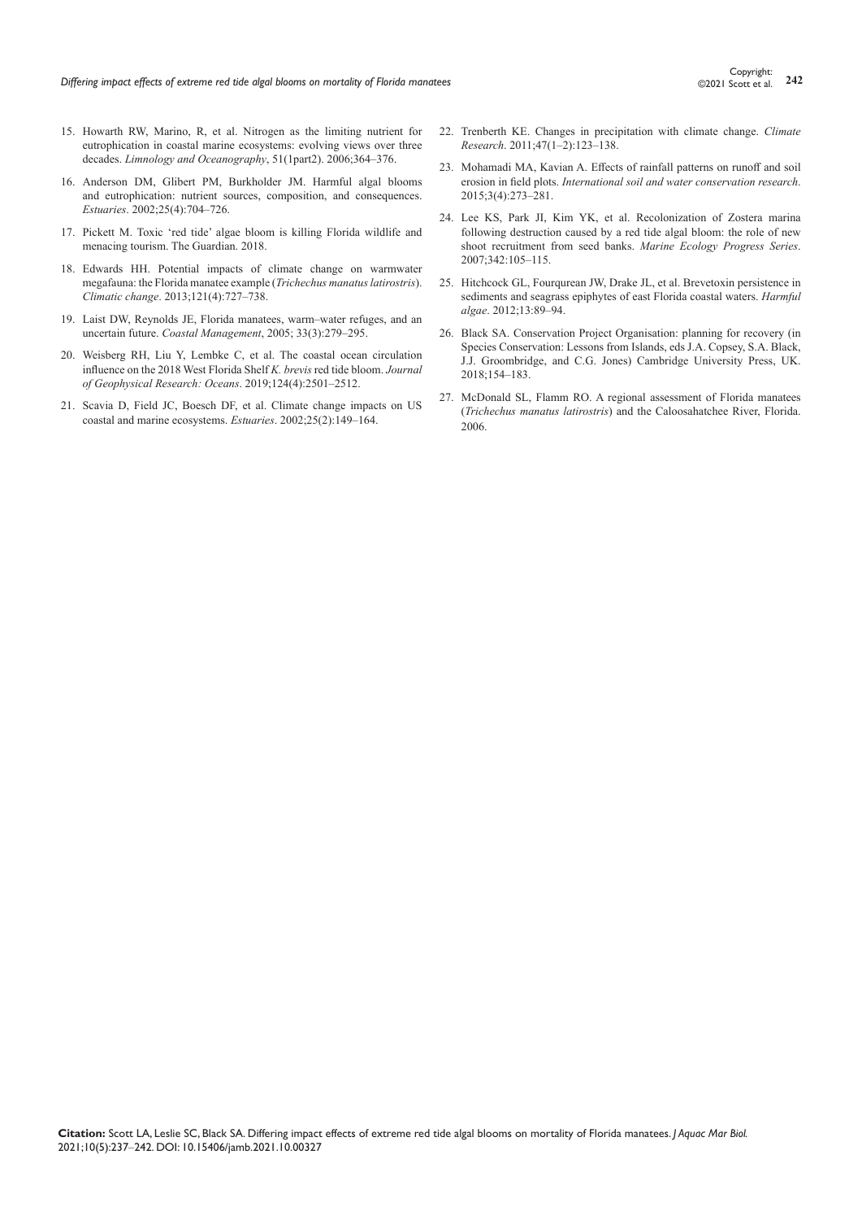15. Howarth RW, Marino, R, et al. Nitrogen as the limiting nutrient for eutrophication in coastal marine ecosystems: evolving views over three decades. *Limnology and Oceanography*, 51(1part2). 2006;364–376.

16. Anderson DM, Glibert PM, Burkholder JM. Harmful algal blooms and eutrophication: nutrient sources, composition, and consequences. *Estuaries*. 2002;25(4):704–726.

17. Pickett M. Toxic 'red tide' algae bloom is killing Florida wildlife and menacing tourism. The Guardian. 2018.

18. Edwards HH. Potential impacts of climate change on warmwater megafauna: the Florida manatee example (*Trichechus manatus latirostris*). *Climatic change*. 2013;121(4):727–738.

19. Laist DW, Reynolds JE, Florida manatees, warm–water refuges, and an uncertain future. *Coastal Management*, 2005; 33(3):279–295.

20. Weisberg RH, Liu Y, Lembke C, et al. The coastal ocean circulation influence on the 2018 West Florida Shelf *K. brevis* red tide bloom. *Journal of Geophysical Research: Oceans*. 2019;124(4):2501–2512.

21. Scavia D, Field JC, Boesch DF, et al. Climate change impacts on US coastal and marine ecosystems. *Estuaries*. 2002;25(2):149–164.

22. Trenberth KE. Changes in precipitation with climate change. *Climate Research*. 2011;47(1–2):123–138.

23. Mohamadi MA, Kavian A. Effects of rainfall patterns on runoff and soil erosion in field plots. *International soil and water conservation research*. 2015;3(4):273–281.

24. Lee KS, Park JI, Kim YK, et al. Recolonization of Zostera marina following destruction caused by a red tide algal bloom: the role of new shoot recruitment from seed banks. *Marine Ecology Progress Series*. 2007;342:105–115.

25. Hitchcock GL, Fourqurean JW, Drake JL, et al. Brevetoxin persistence in sediments and seagrass epiphytes of east Florida coastal waters. *Harmful algae*. 2012;13:89–94.

26. Black SA. Conservation Project Organisation: planning for recovery (in Species Conservation: Lessons from Islands, eds J.A. Copsey, S.A. Black, J.J. Groombridge, and C.G. Jones) Cambridge University Press, UK. 2018;154–183.

27. McDonald SL, Flamm RO. A regional assessment of Florida manatees (*Trichechus manatus latirostris*) and the Caloosahatchee River, Florida. 2006.